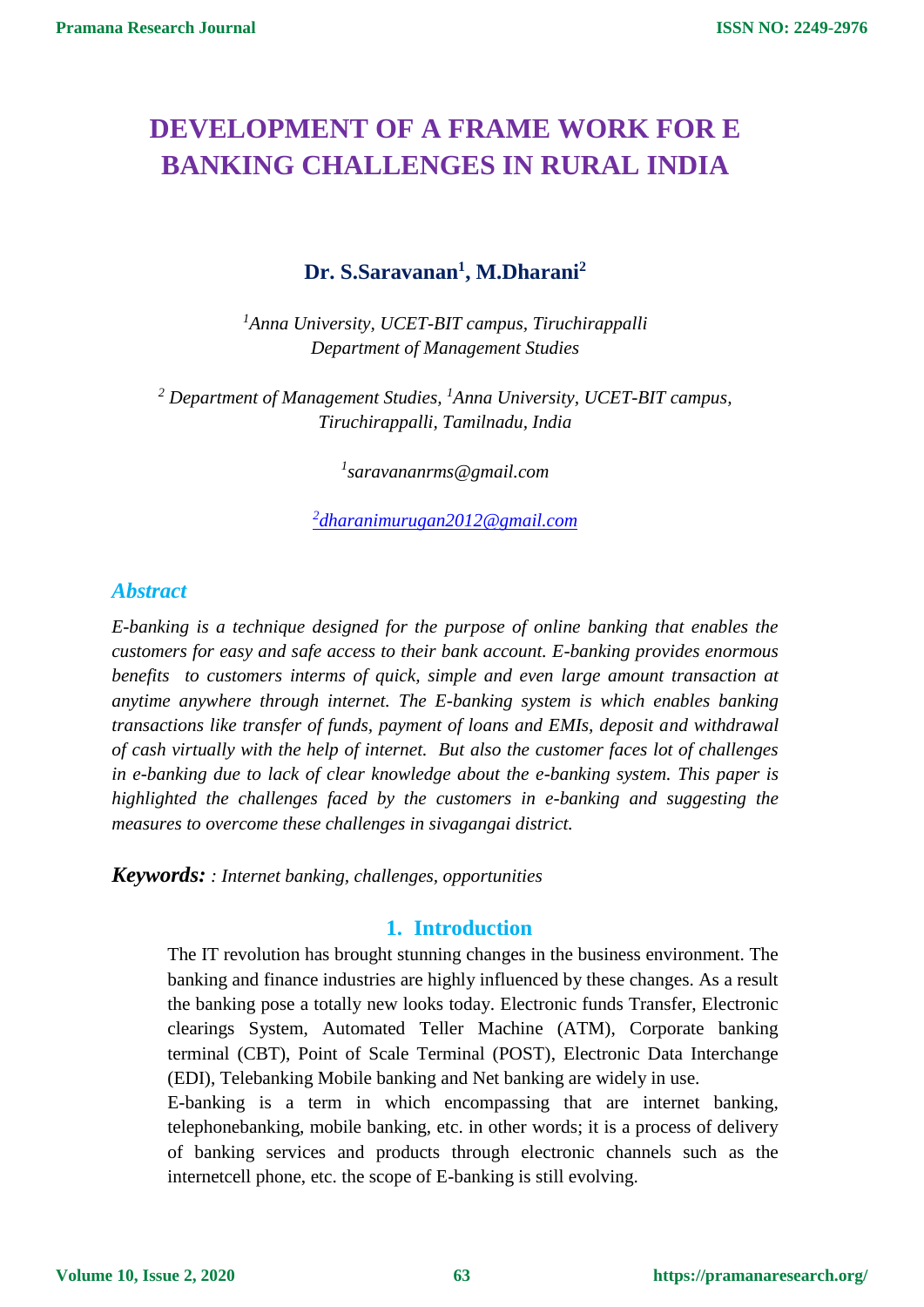# DEVELOPMENT OF A FRAME WORK FOR E BANKING CHALLENGES IN RURAL INDIA

**Dr. S.Saravanan[1], M.Dharani[2]**

*[1]Anna University, UCET-BIT campus, Tiruchirappalli*
*Department of Management Studies*

*[2] Department of Management Studies, [1]Anna University, UCET-BIT campus, Tiruchirappalli, Tamilnadu, India*

*[1]saravananrms@gmail.com*

*[2]dharanimurugan2012@gmail.com*

## *Abstract*

*E-banking is a technique designed for the purpose of online banking that enables the customers for easy and safe access to their bank account. E-banking provides enormous benefits to customers interms of quick, simple and even large amount transaction at anytime anywhere through internet. The E-banking system is which enables banking transactions like transfer of funds, payment of loans and EMIs, deposit and withdrawal of cash virtually with the help of internet. But also the customer faces lot of challenges in e-banking due to lack of clear knowledge about the e-banking system. This paper is highlighted the challenges faced by the customers in e-banking and suggesting the measures to overcome these challenges in sivagangai district.*

***Keywords:*** *: Internet banking, challenges, opportunities*

## 1. Introduction

The IT revolution has brought stunning changes in the business environment. The banking and finance industries are highly influenced by these changes. As a result the banking pose a totally new looks today. Electronic funds Transfer, Electronic clearings System, Automated Teller Machine (ATM), Corporate banking terminal (CBT), Point of Scale Terminal (POST), Electronic Data Interchange (EDI), Telebanking Mobile banking and Net banking are widely in use.

E-banking is a term in which encompassing that are internet banking, telephonebanking, mobile banking, etc. in other words; it is a process of delivery of banking services and products through electronic channels such as the internetcell phone, etc. the scope of E-banking is still evolving.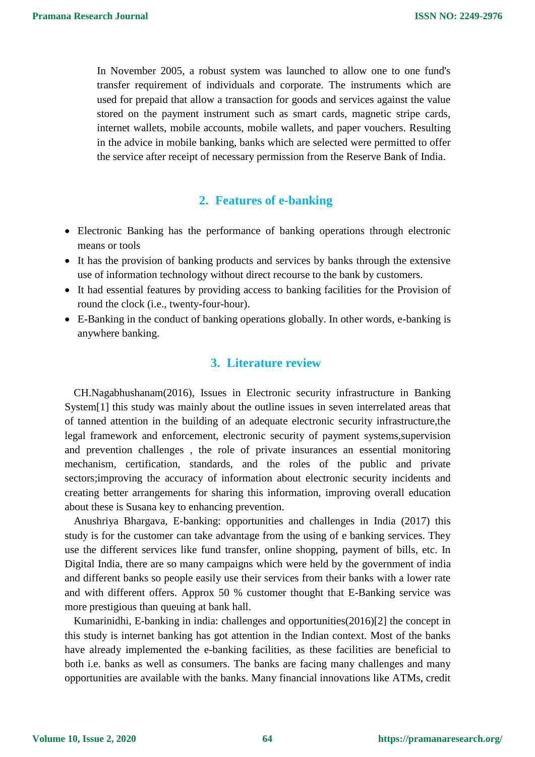In November 2005, a robust system was launched to allow one to one fund's transfer requirement of individuals and corporate. The instruments which are used for prepaid that allow a transaction for goods and services against the value stored on the payment instrument such as smart cards, magnetic stripe cards, internet wallets, mobile accounts, mobile wallets, and paper vouchers. Resulting in the advice in mobile banking, banks which are selected were permitted to offer the service after receipt of necessary permission from the Reserve Bank of India.

## 2. Features of e-banking

- Electronic Banking has the performance of banking operations through electronic means or tools
- It has the provision of banking products and services by banks through the extensive use of information technology without direct recourse to the bank by customers.
- It had essential features by providing access to banking facilities for the Provision of round the clock (i.e., twenty-four-hour).
- E-Banking in the conduct of banking operations globally. In other words, e-banking is anywhere banking.

## 3. Literature review

CH.Nagabhushanam(2016), Issues in Electronic security infrastructure in Banking System[1] this study was mainly about the outline issues in seven interrelated areas that of tanned attention in the building of an adequate electronic security infrastructure,the legal framework and enforcement, electronic security of payment systems,supervision and prevention challenges , the role of private insurances an essential monitoring mechanism, certification, standards, and the roles of the public and private sectors;improving the accuracy of information about electronic security incidents and creating better arrangements for sharing this information, improving overall education about these is Susana key to enhancing prevention.

Anushriya Bhargava, E-banking: opportunities and challenges in India (2017) this study is for the customer can take advantage from the using of e banking services. They use the different services like fund transfer, online shopping, payment of bills, etc. In Digital India, there are so many campaigns which were held by the government of india and different banks so people easily use their services from their banks with a lower rate and with different offers. Approx 50 % customer thought that E-Banking service was more prestigious than queuing at bank hall.

Kumarinidhi, E-banking in india: challenges and opportunities(2016)[2] the concept in this study is internet banking has got attention in the Indian context. Most of the banks have already implemented the e-banking facilities, as these facilities are beneficial to both i.e. banks as well as consumers. The banks are facing many challenges and many opportunities are available with the banks. Many financial innovations like ATMs, credit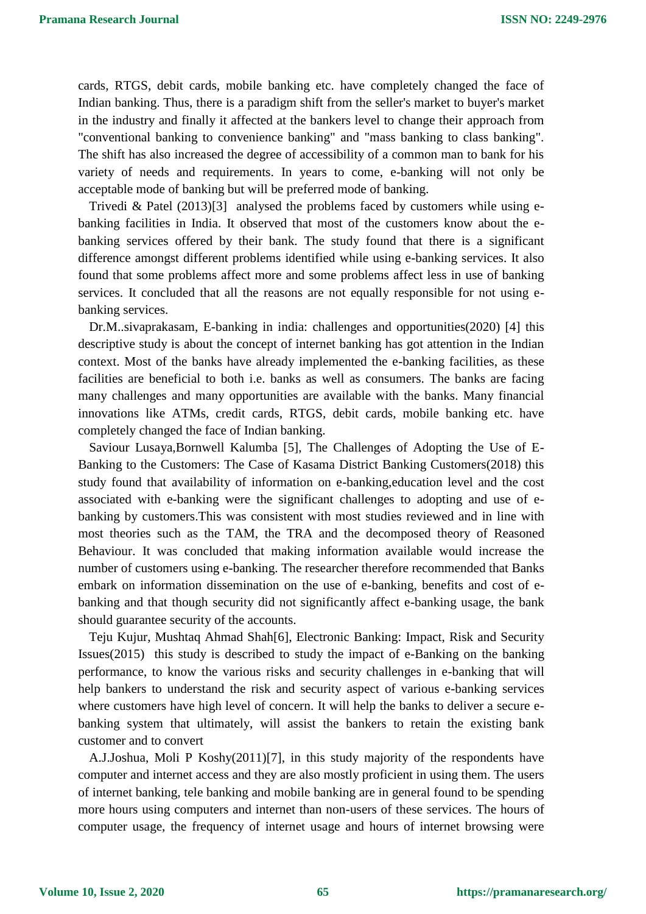cards, RTGS, debit cards, mobile banking etc. have completely changed the face of Indian banking. Thus, there is a paradigm shift from the seller's market to buyer's market in the industry and finally it affected at the bankers level to change their approach from "conventional banking to convenience banking" and "mass banking to class banking". The shift has also increased the degree of accessibility of a common man to bank for his variety of needs and requirements. In years to come, e-banking will not only be acceptable mode of banking but will be preferred mode of banking.

Trivedi & Patel (2013)[3] analysed the problems faced by customers while using e-banking facilities in India. It observed that most of the customers know about the e-banking services offered by their bank. The study found that there is a significant difference amongst different problems identified while using e-banking services. It also found that some problems affect more and some problems affect less in use of banking services. It concluded that all the reasons are not equally responsible for not using e-banking services.

Dr.M..sivaprakasam, E-banking in india: challenges and opportunities(2020) [4] this descriptive study is about the concept of internet banking has got attention in the Indian context. Most of the banks have already implemented the e-banking facilities, as these facilities are beneficial to both i.e. banks as well as consumers. The banks are facing many challenges and many opportunities are available with the banks. Many financial innovations like ATMs, credit cards, RTGS, debit cards, mobile banking etc. have completely changed the face of Indian banking.

Saviour Lusaya,Bornwell Kalumba [5], The Challenges of Adopting the Use of E-Banking to the Customers: The Case of Kasama District Banking Customers(2018) this study found that availability of information on e-banking,education level and the cost associated with e-banking were the significant challenges to adopting and use of e-banking by customers.This was consistent with most studies reviewed and in line with most theories such as the TAM, the TRA and the decomposed theory of Reasoned Behaviour. It was concluded that making information available would increase the number of customers using e-banking. The researcher therefore recommended that Banks embark on information dissemination on the use of e-banking, benefits and cost of e-banking and that though security did not significantly affect e-banking usage, the bank should guarantee security of the accounts.

Teju Kujur, Mushtaq Ahmad Shah[6], Electronic Banking: Impact, Risk and Security Issues(2015) this study is described to study the impact of e-Banking on the banking performance, to know the various risks and security challenges in e-banking that will help bankers to understand the risk and security aspect of various e-banking services where customers have high level of concern. It will help the banks to deliver a secure e-banking system that ultimately, will assist the bankers to retain the existing bank customer and to convert

A.J.Joshua, Moli P Koshy(2011)[7], in this study majority of the respondents have computer and internet access and they are also mostly proficient in using them. The users of internet banking, tele banking and mobile banking are in general found to be spending more hours using computers and internet than non-users of these services. The hours of computer usage, the frequency of internet usage and hours of internet browsing were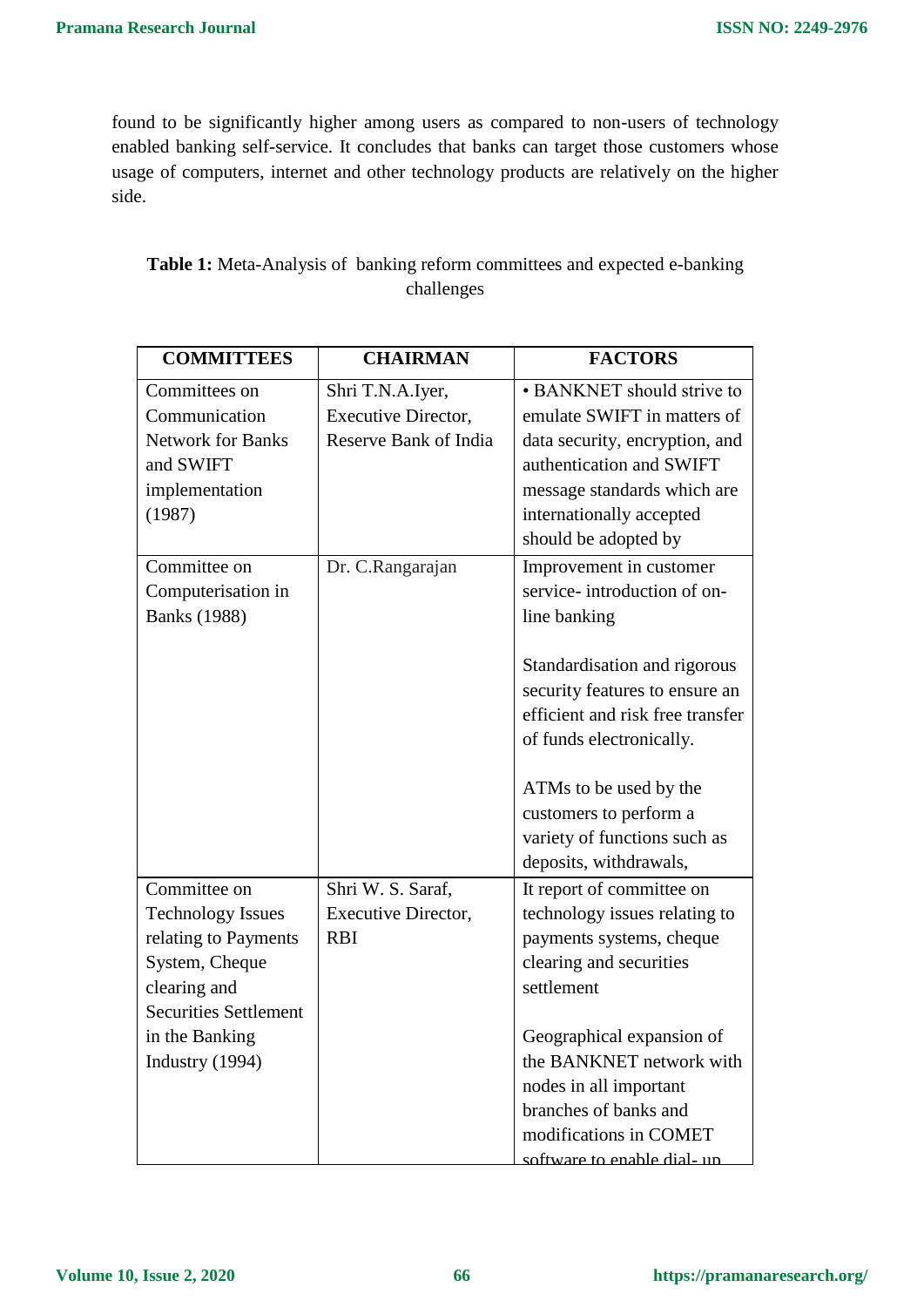found to be significantly higher among users as compared to non-users of technology enabled banking self-service. It concludes that banks can target those customers whose usage of computers, internet and other technology products are relatively on the higher side.

**Table 1:** Meta-Analysis of banking reform committees and expected e-banking challenges

| COMMITTEES | CHAIRMAN | FACTORS |
|---|---|---|
| Committees on Communication Network for Banks and SWIFT implementation (1987) | Shri T.N.A.Iyer, Executive Director, Reserve Bank of India | • BANKNET should strive to emulate SWIFT in matters of data security, encryption, and authentication and SWIFT message standards which are internationally accepted should be adopted by |
| Committee on Computerisation in Banks (1988) | Dr. C.Rangarajan | Improvement in customer service- introduction of on-line banking<br><br>Standardisation and rigorous security features to ensure an efficient and risk free transfer of funds electronically.<br><br>ATMs to be used by the customers to perform a variety of functions such as deposits, withdrawals, |
| Committee on Technology Issues relating to Payments System, Cheque clearing and Securities Settlement in the Banking Industry (1994) | Shri W. S. Saraf, Executive Director, RBI | It report of committee on technology issues relating to payments systems, cheque clearing and securities settlement<br><br>Geographical expansion of the BANKNET network with nodes in all important branches of banks and modifications in COMET software to enable dial- up |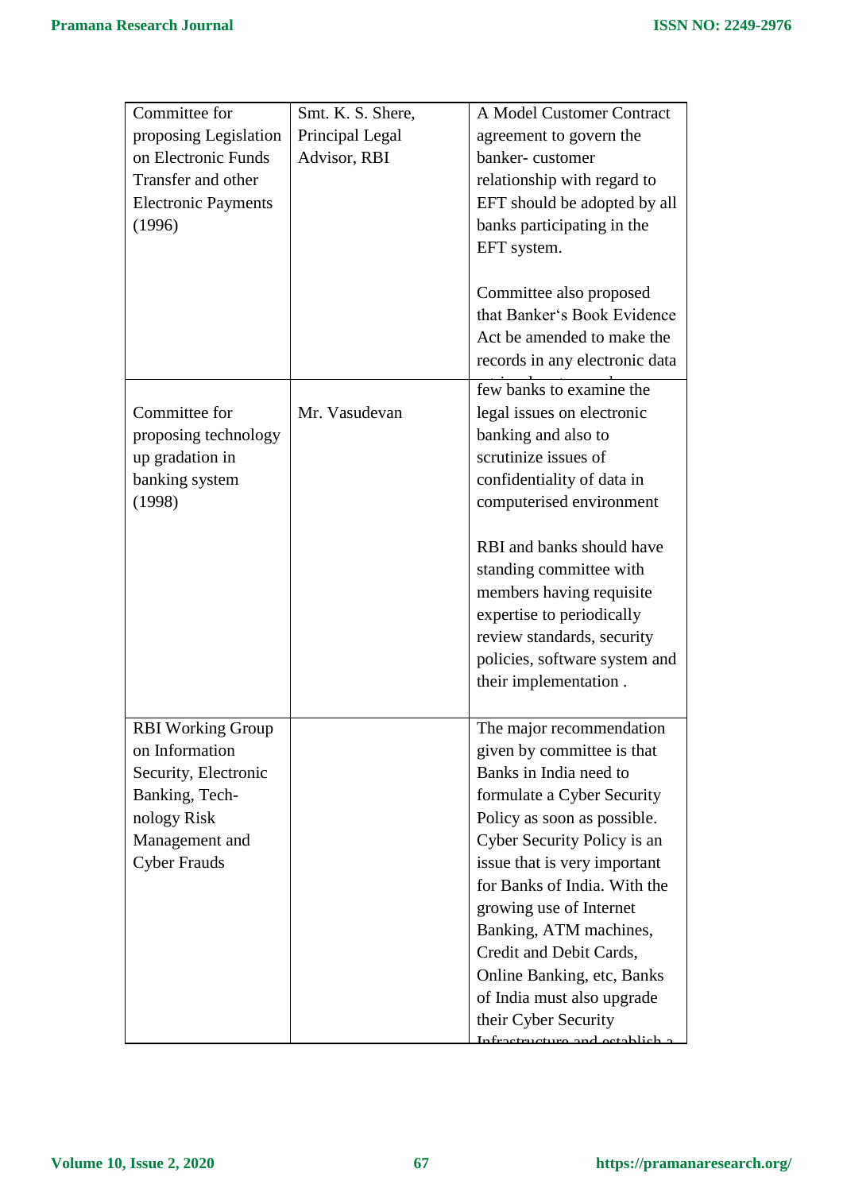| | | |
|---|---|---|
| Committee for proposing Legislation on Electronic Funds Transfer and other Electronic Payments (1996) | Smt. K. S. Shere, Principal Legal Advisor, RBI | A Model Customer Contract agreement to govern the banker- customer relationship with regard to EFT should be adopted by all banks participating in the EFT system.<br><br>Committee also proposed that Banker's Book Evidence Act be amended to make the records in any electronic data |
| Committee for proposing technology up gradation in banking system (1998) | Mr. Vasudevan | few banks to examine the legal issues on electronic banking and also to scrutinize issues of confidentiality of data in computerised environment<br><br>RBI and banks should have standing committee with members having requisite expertise to periodically review standards, security policies, software system and their implementation . |
| RBI Working Group on Information Security, Electronic Banking, Tech-nology Risk Management and Cyber Frauds | | The major recommendation given by committee is that Banks in India need to formulate a Cyber Security Policy as soon as possible. Cyber Security Policy is an issue that is very important for Banks of India. With the growing use of Internet Banking, ATM machines, Credit and Debit Cards, Online Banking, etc, Banks of India must also upgrade their Cyber Security Infrastructure and establish a |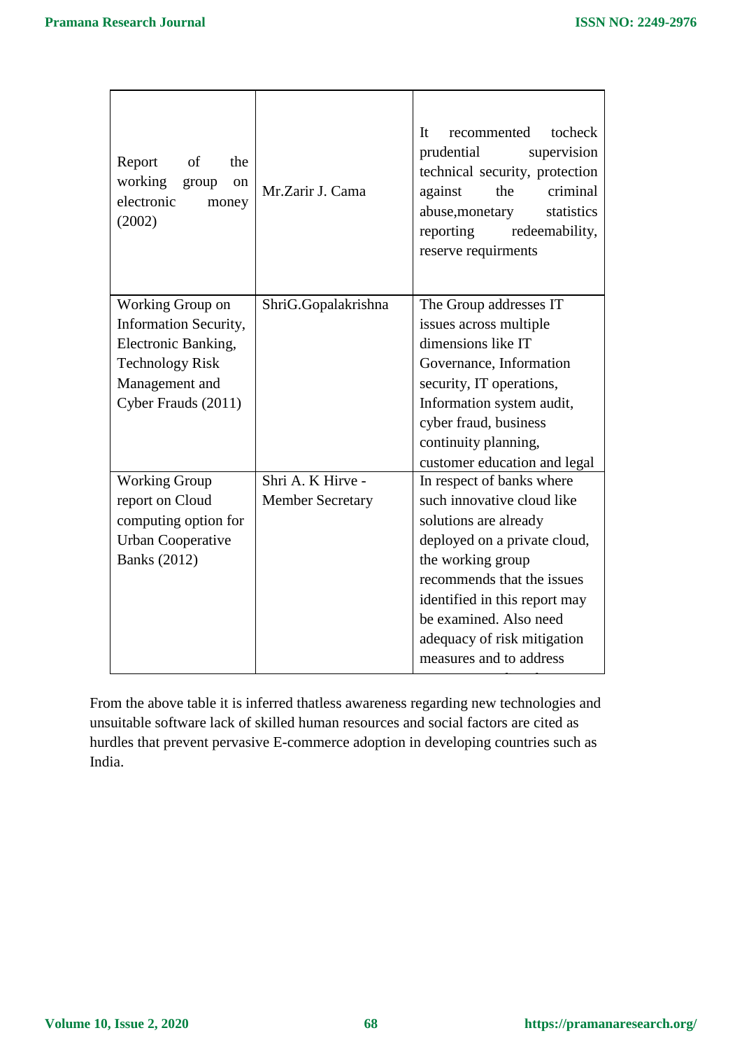| | | |
|---|---|---|
| Report of the working group on electronic money (2002) | Mr.Zarir J. Cama | It recommented tocheck prudential supervision technical security, protection against the criminal abuse,monetary statistics reporting redeemability, reserve requirments |
| Working Group on Information Security, Electronic Banking, Technology Risk Management and Cyber Frauds (2011) | ShriG.Gopalakrishna | The Group addresses IT issues across multiple dimensions like IT Governance, Information security, IT operations, Information system audit, cyber fraud, business continuity planning, customer education and legal |
| Working Group report on Cloud computing option for Urban Cooperative Banks (2012) | Shri A. K Hirve - Member Secretary | In respect of banks where such innovative cloud like solutions are already deployed on a private cloud, the working group recommends that the issues identified in this report may be examined. Also need adequacy of risk mitigation measures and to address |

From the above table it is inferred thatless awareness regarding new technologies and unsuitable software lack of skilled human resources and social factors are cited as hurdles that prevent pervasive E-commerce adoption in developing countries such as India.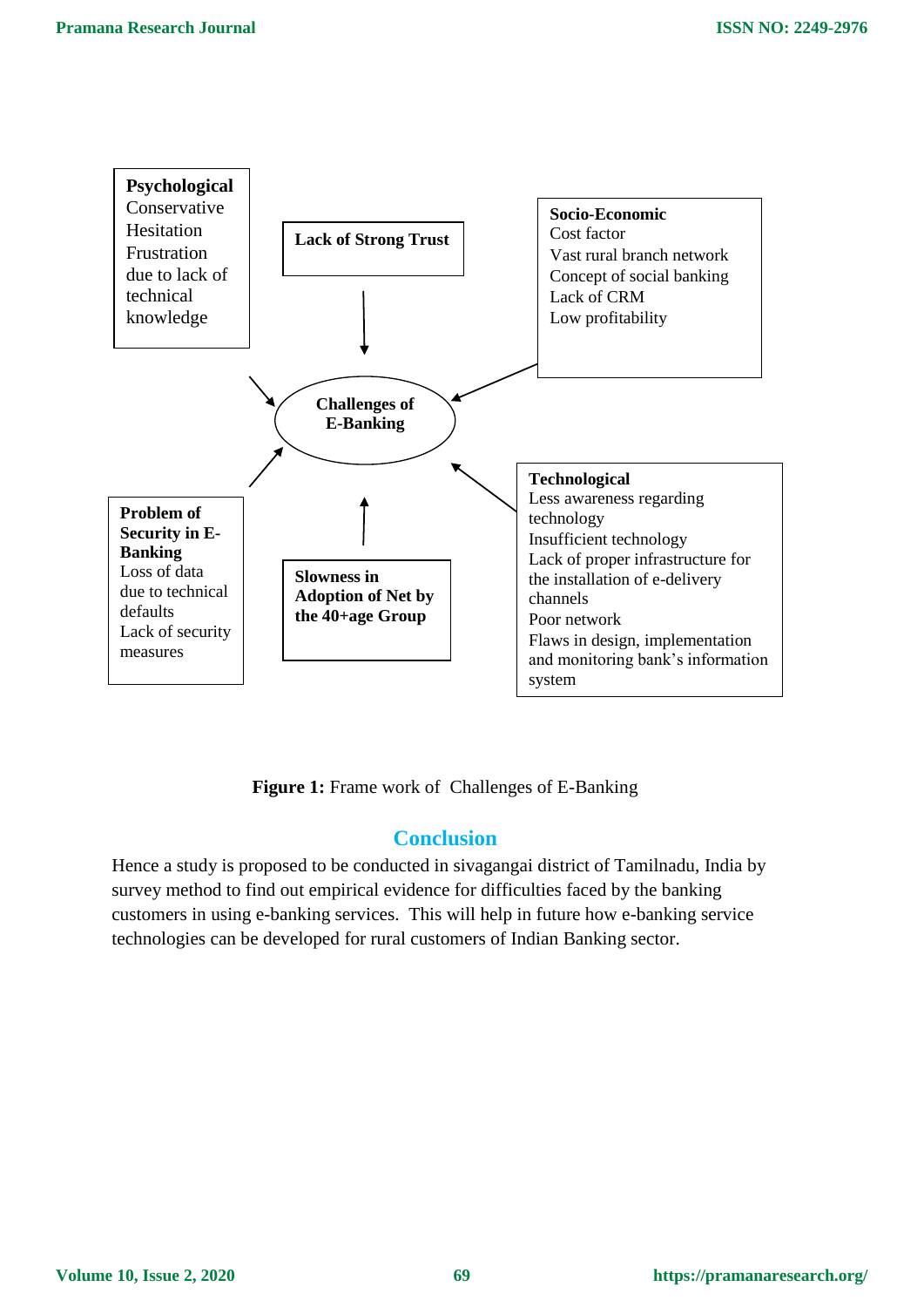**Psychological**
Conservative
Hesitation
Frustration due to lack of technical knowledge

**Lack of Strong Trust**

**Socio-Economic**
Cost factor
Vast rural branch network
Concept of social banking
Lack of CRM
Low profitability

**Challenges of E-Banking**

**Problem of Security in E-Banking**
Loss of data due to technical defaults
Lack of security measures

**Slowness in Adoption of Net by the 40+age Group**

**Technological**
Less awareness regarding technology
Insufficient technology
Lack of proper infrastructure for the installation of e-delivery channels
Poor network
Flaws in design, implementation and monitoring bank's information system

**Figure 1:** Frame work of Challenges of E-Banking

## Conclusion

Hence a study is proposed to be conducted in sivagangai district of Tamilnadu, India by survey method to find out empirical evidence for difficulties faced by the banking customers in using e-banking services. This will help in future how e-banking service technologies can be developed for rural customers of Indian Banking sector.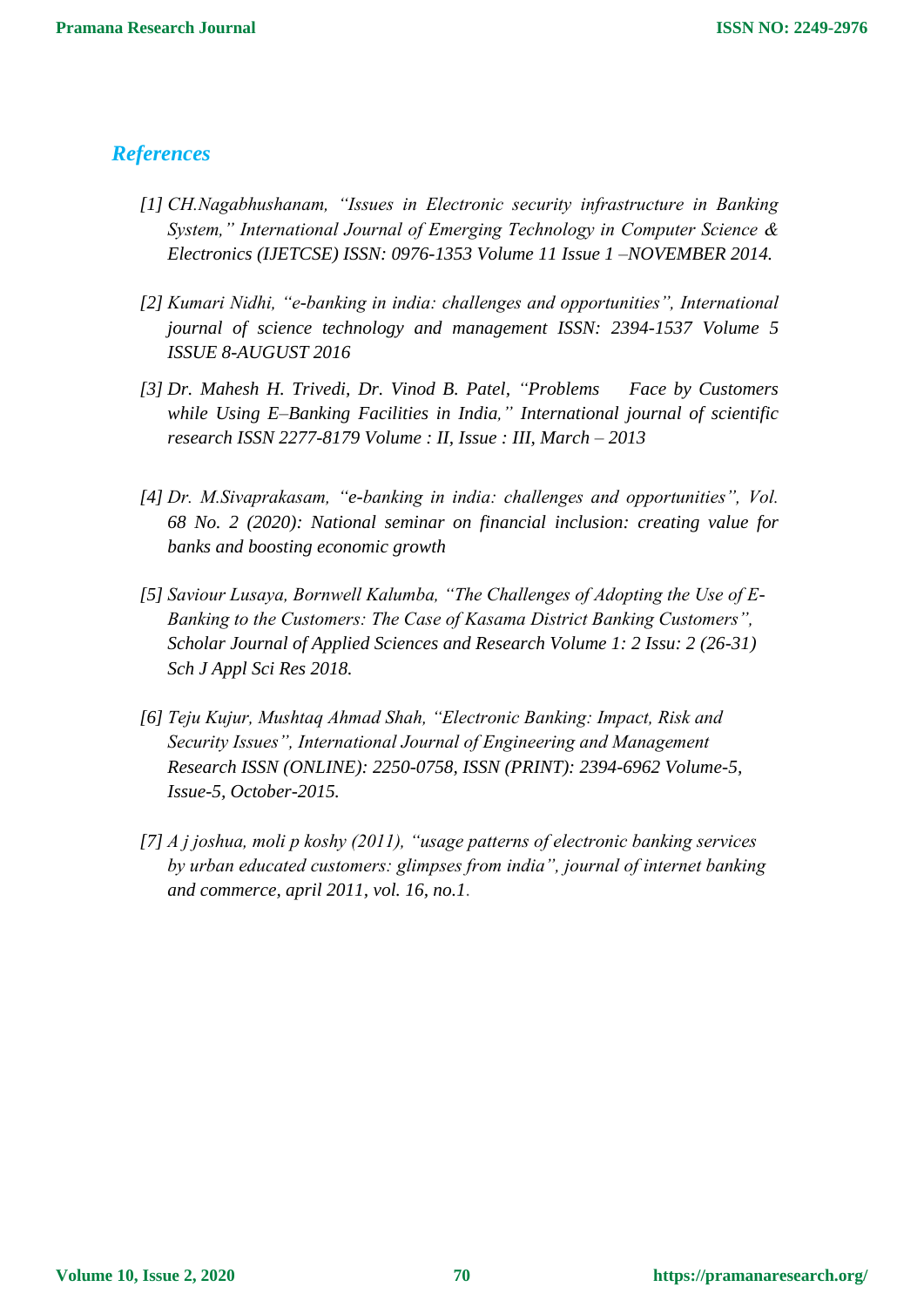## *References*

*[1] CH.Nagabhushanam, "Issues in Electronic security infrastructure in Banking System," International Journal of Emerging Technology in Computer Science & Electronics (IJETCSE) ISSN: 0976-1353 Volume 11 Issue 1 –NOVEMBER 2014.*

*[2] Kumari Nidhi, "e-banking in india: challenges and opportunities", International journal of science technology and management ISSN: 2394-1537 Volume 5 ISSUE 8-AUGUST 2016*

*[3] Dr. Mahesh H. Trivedi, Dr. Vinod B. Patel, "Problems Face by Customers while Using E–Banking Facilities in India," International journal of scientific research ISSN 2277-8179 Volume : II, Issue : III, March – 2013*

*[4] Dr. M.Sivaprakasam, "e-banking in india: challenges and opportunities", Vol. 68 No. 2 (2020): National seminar on financial inclusion: creating value for banks and boosting economic growth*

*[5] Saviour Lusaya, Bornwell Kalumba, "The Challenges of Adopting the Use of E-Banking to the Customers: The Case of Kasama District Banking Customers", Scholar Journal of Applied Sciences and Research Volume 1: 2 Issu: 2 (26-31) Sch J Appl Sci Res 2018.*

*[6] Teju Kujur, Mushtaq Ahmad Shah, "Electronic Banking: Impact, Risk and Security Issues", International Journal of Engineering and Management Research ISSN (ONLINE): 2250-0758, ISSN (PRINT): 2394-6962 Volume-5, Issue-5, October-2015.*

*[7] A j joshua, moli p koshy (2011), "usage patterns of electronic banking services by urban educated customers: glimpses from india", journal of internet banking and commerce, april 2011, vol. 16, no.1.*